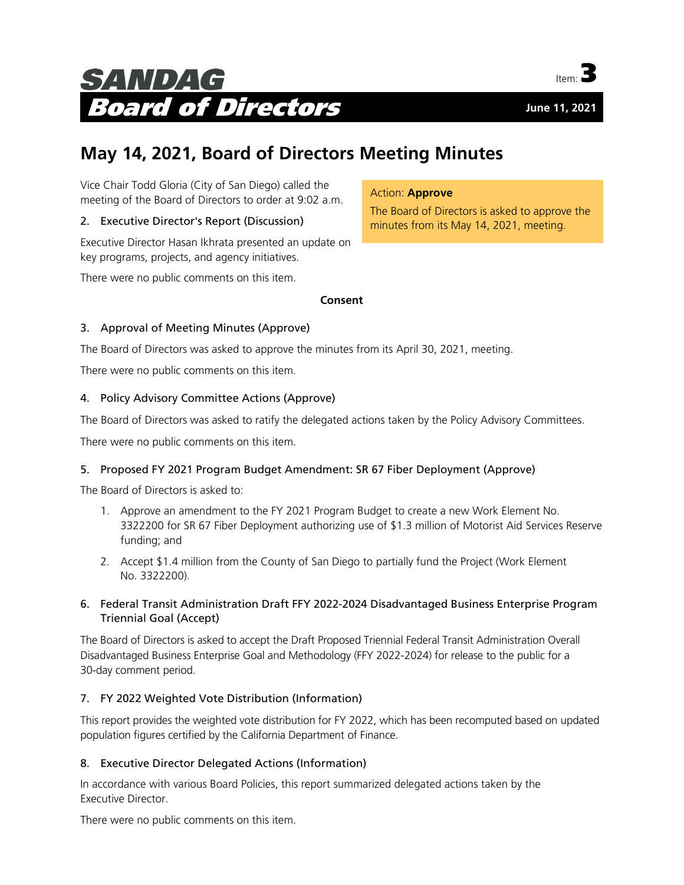# SANDAG Board of Directors

Item: **3**

**June 11, 2021**

## May 14, 2021, Board of Directors Meeting Minutes

Action: **Approve**

The Board of Directors is asked to approve the minutes from its May 14, 2021, meeting.

Vice Chair Todd Gloria (City of San Diego) called the meeting of the Board of Directors to order at 9:02 a.m.

### 2. Executive Director's Report (Discussion)

Executive Director Hasan Ikhrata presented an update on key programs, projects, and agency initiatives.

There were no public comments on this item.

**Consent**

### 3. Approval of Meeting Minutes (Approve)

The Board of Directors was asked to approve the minutes from its April 30, 2021, meeting.

There were no public comments on this item.

### 4. Policy Advisory Committee Actions (Approve)

The Board of Directors was asked to ratify the delegated actions taken by the Policy Advisory Committees.

There were no public comments on this item.

### 5. Proposed FY 2021 Program Budget Amendment: SR 67 Fiber Deployment (Approve)

The Board of Directors is asked to:

1. Approve an amendment to the FY 2021 Program Budget to create a new Work Element No. 3322200 for SR 67 Fiber Deployment authorizing use of $1.3 million of Motorist Aid Services Reserve funding; and
2. Accept $1.4 million from the County of San Diego to partially fund the Project (Work Element No. 3322200).

### 6. Federal Transit Administration Draft FFY 2022-2024 Disadvantaged Business Enterprise Program Triennial Goal (Accept)

The Board of Directors is asked to accept the Draft Proposed Triennial Federal Transit Administration Overall Disadvantaged Business Enterprise Goal and Methodology (FFY 2022-2024) for release to the public for a 30-day comment period.

### 7. FY 2022 Weighted Vote Distribution (Information)

This report provides the weighted vote distribution for FY 2022, which has been recomputed based on updated population figures certified by the California Department of Finance.

### 8. Executive Director Delegated Actions (Information)

In accordance with various Board Policies, this report summarized delegated actions taken by the Executive Director.

There were no public comments on this item.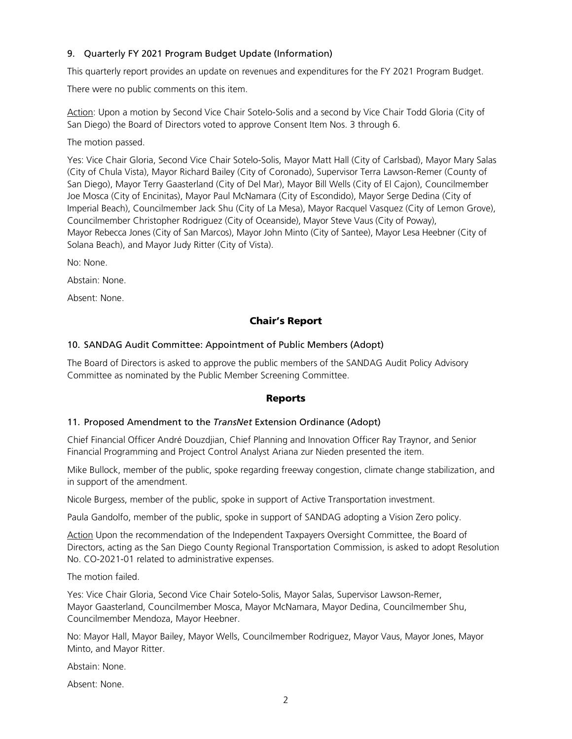### 9. Quarterly FY 2021 Program Budget Update (Information)

This quarterly report provides an update on revenues and expenditures for the FY 2021 Program Budget.

There were no public comments on this item.

Action: Upon a motion by Second Vice Chair Sotelo-Solis and a second by Vice Chair Todd Gloria (City of San Diego) the Board of Directors voted to approve Consent Item Nos. 3 through 6.

The motion passed.

Yes: Vice Chair Gloria, Second Vice Chair Sotelo-Solis, Mayor Matt Hall (City of Carlsbad), Mayor Mary Salas (City of Chula Vista), Mayor Richard Bailey (City of Coronado), Supervisor Terra Lawson-Remer (County of San Diego), Mayor Terry Gaasterland (City of Del Mar), Mayor Bill Wells (City of El Cajon), Councilmember Joe Mosca (City of Encinitas), Mayor Paul McNamara (City of Escondido), Mayor Serge Dedina (City of Imperial Beach), Councilmember Jack Shu (City of La Mesa), Mayor Racquel Vasquez (City of Lemon Grove), Councilmember Christopher Rodriguez (City of Oceanside), Mayor Steve Vaus (City of Poway), Mayor Rebecca Jones (City of San Marcos), Mayor John Minto (City of Santee), Mayor Lesa Heebner (City of Solana Beach), and Mayor Judy Ritter (City of Vista).

No: None.

Abstain: None.

Absent: None.

## Chair's Report

### 10. SANDAG Audit Committee: Appointment of Public Members (Adopt)

The Board of Directors is asked to approve the public members of the SANDAG Audit Policy Advisory Committee as nominated by the Public Member Screening Committee.

## Reports

### 11. Proposed Amendment to the *TransNet* Extension Ordinance (Adopt)

Chief Financial Officer André Douzdjian, Chief Planning and Innovation Officer Ray Traynor, and Senior Financial Programming and Project Control Analyst Ariana zur Nieden presented the item.

Mike Bullock, member of the public, spoke regarding freeway congestion, climate change stabilization, and in support of the amendment.

Nicole Burgess, member of the public, spoke in support of Active Transportation investment.

Paula Gandolfo, member of the public, spoke in support of SANDAG adopting a Vision Zero policy.

Action Upon the recommendation of the Independent Taxpayers Oversight Committee, the Board of Directors, acting as the San Diego County Regional Transportation Commission, is asked to adopt Resolution No. CO-2021-01 related to administrative expenses.

The motion failed.

Yes: Vice Chair Gloria, Second Vice Chair Sotelo-Solis, Mayor Salas, Supervisor Lawson-Remer, Mayor Gaasterland, Councilmember Mosca, Mayor McNamara, Mayor Dedina, Councilmember Shu, Councilmember Mendoza, Mayor Heebner.

No: Mayor Hall, Mayor Bailey, Mayor Wells, Councilmember Rodriguez, Mayor Vaus, Mayor Jones, Mayor Minto, and Mayor Ritter.

Abstain: None.

Absent: None.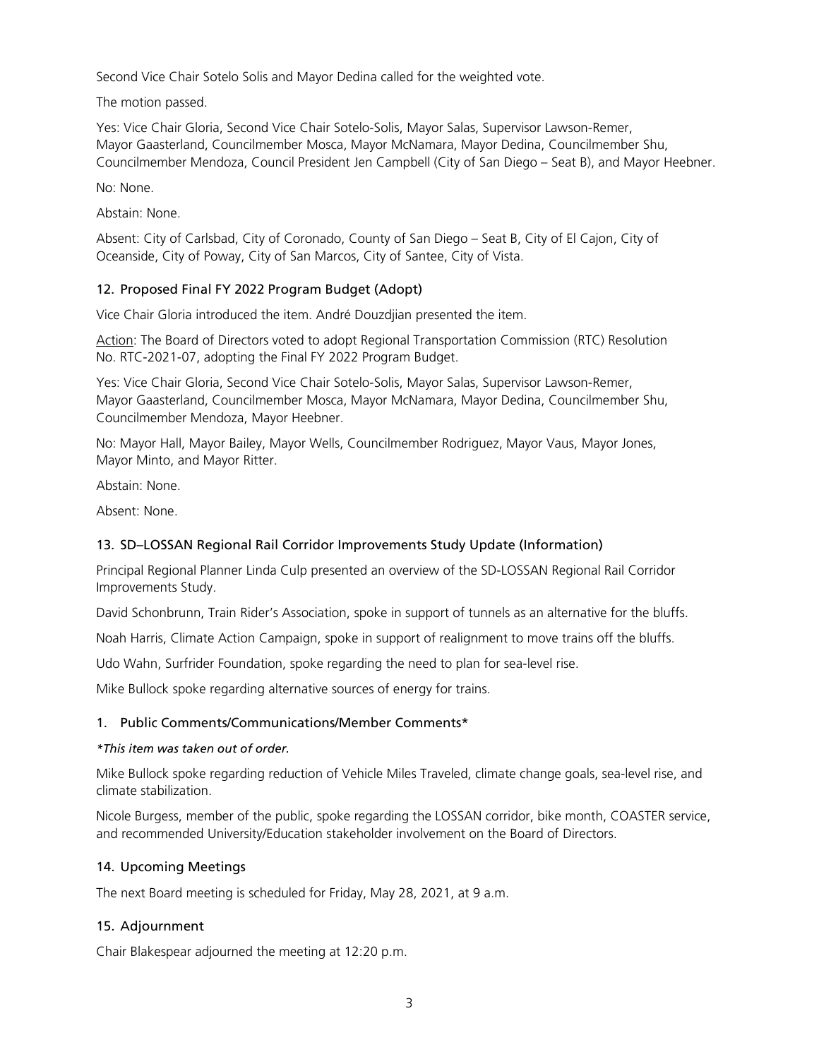Second Vice Chair Sotelo Solis and Mayor Dedina called for the weighted vote.

The motion passed.

Yes: Vice Chair Gloria, Second Vice Chair Sotelo-Solis, Mayor Salas, Supervisor Lawson-Remer, Mayor Gaasterland, Councilmember Mosca, Mayor McNamara, Mayor Dedina, Councilmember Shu, Councilmember Mendoza, Council President Jen Campbell (City of San Diego – Seat B), and Mayor Heebner.

No: None.

Abstain: None.

Absent: City of Carlsbad, City of Coronado, County of San Diego – Seat B, City of El Cajon, City of Oceanside, City of Poway, City of San Marcos, City of Santee, City of Vista.

### 12. Proposed Final FY 2022 Program Budget (Adopt)

Vice Chair Gloria introduced the item. André Douzdjian presented the item.

Action: The Board of Directors voted to adopt Regional Transportation Commission (RTC) Resolution No. RTC-2021-07, adopting the Final FY 2022 Program Budget.

Yes: Vice Chair Gloria, Second Vice Chair Sotelo-Solis, Mayor Salas, Supervisor Lawson-Remer, Mayor Gaasterland, Councilmember Mosca, Mayor McNamara, Mayor Dedina, Councilmember Shu, Councilmember Mendoza, Mayor Heebner.

No: Mayor Hall, Mayor Bailey, Mayor Wells, Councilmember Rodriguez, Mayor Vaus, Mayor Jones, Mayor Minto, and Mayor Ritter.

Abstain: None.

Absent: None.

### 13. SD–LOSSAN Regional Rail Corridor Improvements Study Update (Information)

Principal Regional Planner Linda Culp presented an overview of the SD-LOSSAN Regional Rail Corridor Improvements Study.

David Schonbrunn, Train Rider's Association, spoke in support of tunnels as an alternative for the bluffs.

Noah Harris, Climate Action Campaign, spoke in support of realignment to move trains off the bluffs.

Udo Wahn, Surfrider Foundation, spoke regarding the need to plan for sea-level rise.

Mike Bullock spoke regarding alternative sources of energy for trains.

### 1. Public Comments/Communications/Member Comments*

*\*This item was taken out of order.*

Mike Bullock spoke regarding reduction of Vehicle Miles Traveled, climate change goals, sea-level rise, and climate stabilization.

Nicole Burgess, member of the public, spoke regarding the LOSSAN corridor, bike month, COASTER service, and recommended University/Education stakeholder involvement on the Board of Directors.

### 14. Upcoming Meetings

The next Board meeting is scheduled for Friday, May 28, 2021, at 9 a.m.

### 15. Adjournment

Chair Blakespear adjourned the meeting at 12:20 p.m.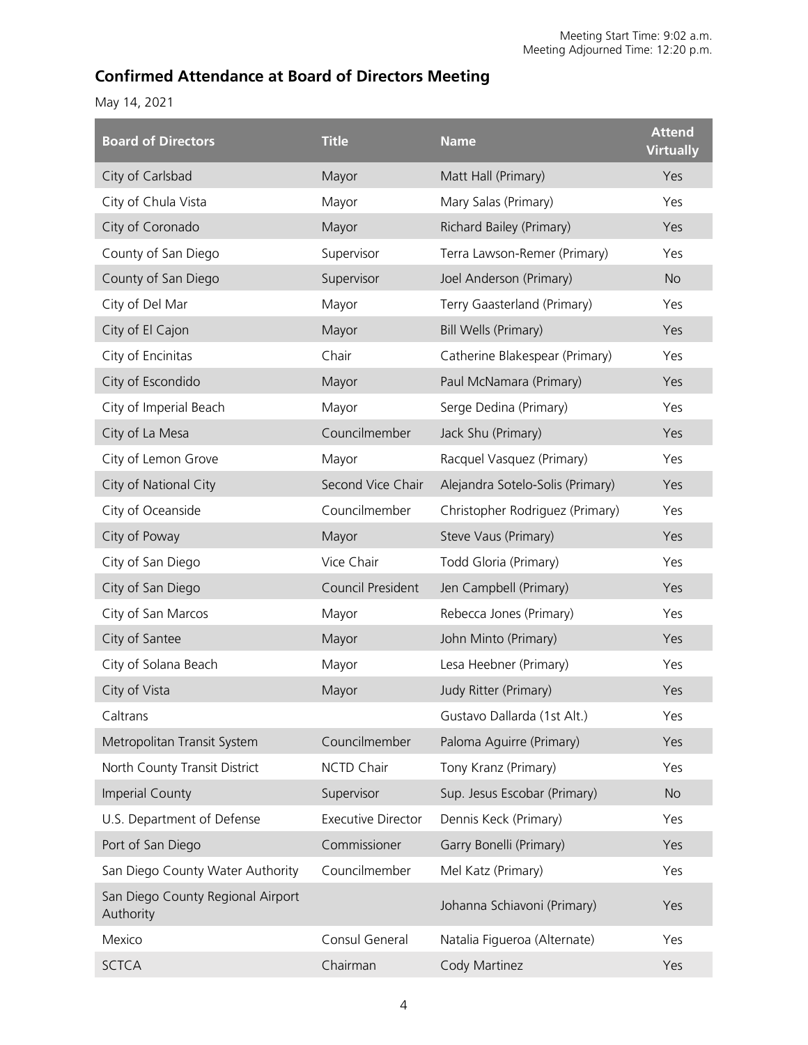Meeting Start Time: 9:02 a.m.
Meeting Adjourned Time: 12:20 p.m.

## Confirmed Attendance at Board of Directors Meeting

May 14, 2021

| Board of Directors | Title | Name | Attend Virtually |
| --- | --- | --- | --- |
| City of Carlsbad | Mayor | Matt Hall (Primary) | Yes |
| City of Chula Vista | Mayor | Mary Salas (Primary) | Yes |
| City of Coronado | Mayor | Richard Bailey (Primary) | Yes |
| County of San Diego | Supervisor | Terra Lawson-Remer (Primary) | Yes |
| County of San Diego | Supervisor | Joel Anderson (Primary) | No |
| City of Del Mar | Mayor | Terry Gaasterland (Primary) | Yes |
| City of El Cajon | Mayor | Bill Wells (Primary) | Yes |
| City of Encinitas | Chair | Catherine Blakespear (Primary) | Yes |
| City of Escondido | Mayor | Paul McNamara (Primary) | Yes |
| City of Imperial Beach | Mayor | Serge Dedina (Primary) | Yes |
| City of La Mesa | Councilmember | Jack Shu (Primary) | Yes |
| City of Lemon Grove | Mayor | Racquel Vasquez (Primary) | Yes |
| City of National City | Second Vice Chair | Alejandra Sotelo-Solis (Primary) | Yes |
| City of Oceanside | Councilmember | Christopher Rodriguez (Primary) | Yes |
| City of Poway | Mayor | Steve Vaus (Primary) | Yes |
| City of San Diego | Vice Chair | Todd Gloria (Primary) | Yes |
| City of San Diego | Council President | Jen Campbell (Primary) | Yes |
| City of San Marcos | Mayor | Rebecca Jones (Primary) | Yes |
| City of Santee | Mayor | John Minto (Primary) | Yes |
| City of Solana Beach | Mayor | Lesa Heebner (Primary) | Yes |
| City of Vista | Mayor | Judy Ritter (Primary) | Yes |
| Caltrans | | Gustavo Dallarda (1st Alt.) | Yes |
| Metropolitan Transit System | Councilmember | Paloma Aguirre (Primary) | Yes |
| North County Transit District | NCTD Chair | Tony Kranz (Primary) | Yes |
| Imperial County | Supervisor | Sup. Jesus Escobar (Primary) | No |
| U.S. Department of Defense | Executive Director | Dennis Keck (Primary) | Yes |
| Port of San Diego | Commissioner | Garry Bonelli (Primary) | Yes |
| San Diego County Water Authority | Councilmember | Mel Katz (Primary) | Yes |
| San Diego County Regional Airport Authority | | Johanna Schiavoni (Primary) | Yes |
| Mexico | Consul General | Natalia Figueroa (Alternate) | Yes |
| SCTCA | Chairman | Cody Martinez | Yes |